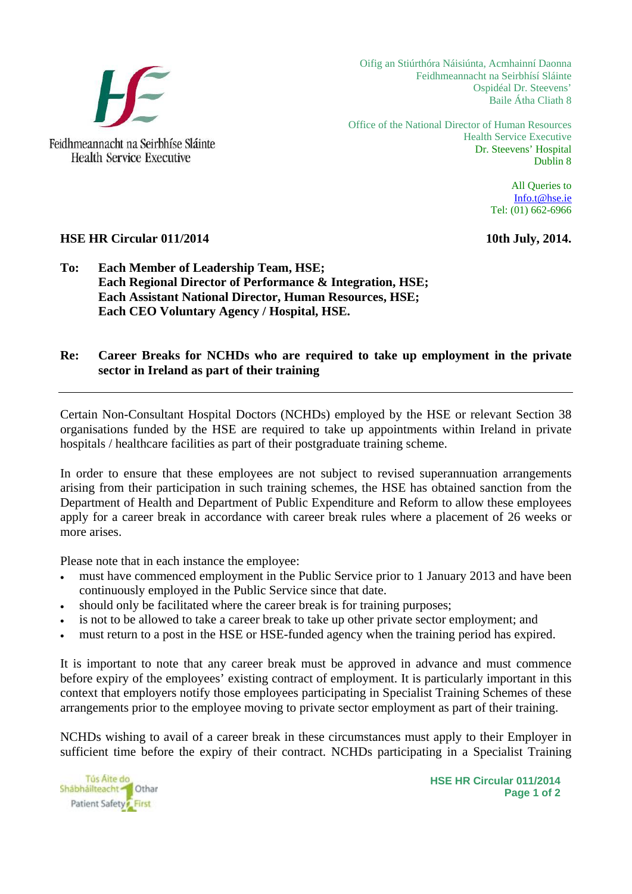Feidhmeannacht na Seirbhíse Sláinte
Health Service Executive

Oifig an Stiúrthóra Náisiúnta, Acmhainní Daonna
Feidhmeannacht na Seirbhísí Sláinte
Ospidéal Dr. Steevens'
Baile Átha Cliath 8

Office of the National Director of Human Resources
Health Service Executive
Dr. Steevens' Hospital
Dublin 8

All Queries to
Info.t@hse.ie
Tel: (01) 662-6966

**HSE HR Circular 011/2014** **10th July, 2014.**

**To: Each Member of Leadership Team, HSE;**
**Each Regional Director of Performance & Integration, HSE;**
**Each Assistant National Director, Human Resources, HSE;**
**Each CEO Voluntary Agency / Hospital, HSE.**

**Re: Career Breaks for NCHDs who are required to take up employment in the private sector in Ireland as part of their training**

---

Certain Non-Consultant Hospital Doctors (NCHDs) employed by the HSE or relevant Section 38 organisations funded by the HSE are required to take up appointments within Ireland in private hospitals / healthcare facilities as part of their postgraduate training scheme.

In order to ensure that these employees are not subject to revised superannuation arrangements arising from their participation in such training schemes, the HSE has obtained sanction from the Department of Health and Department of Public Expenditure and Reform to allow these employees apply for a career break in accordance with career break rules where a placement of 26 weeks or more arises.

Please note that in each instance the employee:

- must have commenced employment in the Public Service prior to 1 January 2013 and have been continuously employed in the Public Service since that date.
- should only be facilitated where the career break is for training purposes;
- is not to be allowed to take a career break to take up other private sector employment; and
- must return to a post in the HSE or HSE-funded agency when the training period has expired.

It is important to note that any career break must be approved in advance and must commence before expiry of the employees' existing contract of employment. It is particularly important in this context that employers notify those employees participating in Specialist Training Schemes of these arrangements prior to the employee moving to private sector employment as part of their training.

NCHDs wishing to avail of a career break in these circumstances must apply to their Employer in sufficient time before the expiry of their contract. NCHDs participating in a Specialist Training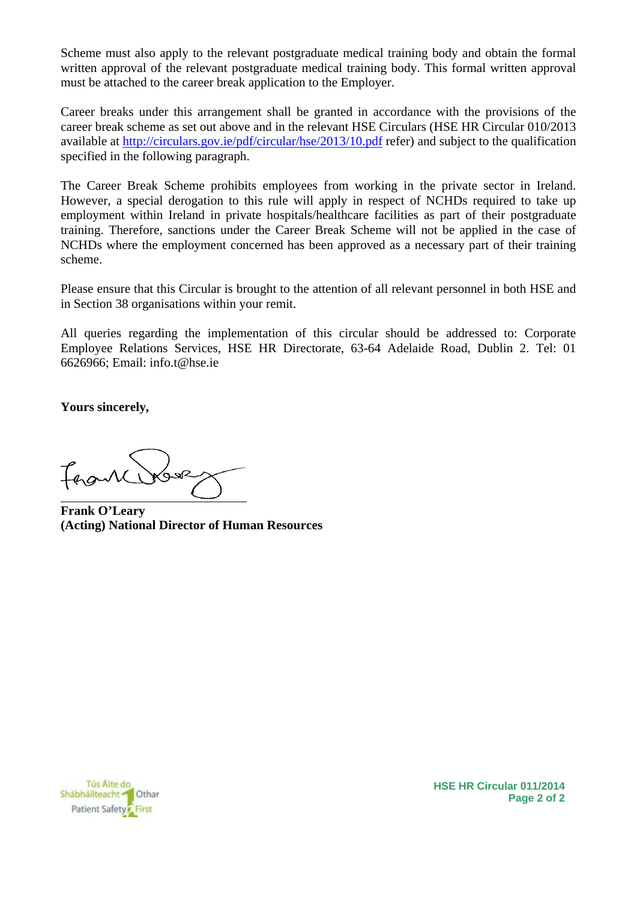Scheme must also apply to the relevant postgraduate medical training body and obtain the formal written approval of the relevant postgraduate medical training body. This formal written approval must be attached to the career break application to the Employer.

Career breaks under this arrangement shall be granted in accordance with the provisions of the career break scheme as set out above and in the relevant HSE Circulars (HSE HR Circular 010/2013 available at http://circulars.gov.ie/pdf/circular/hse/2013/10.pdf refer) and subject to the qualification specified in the following paragraph.

The Career Break Scheme prohibits employees from working in the private sector in Ireland. However, a special derogation to this rule will apply in respect of NCHDs required to take up employment within Ireland in private hospitals/healthcare facilities as part of their postgraduate training. Therefore, sanctions under the Career Break Scheme will not be applied in the case of NCHDs where the employment concerned has been approved as a necessary part of their training scheme.

Please ensure that this Circular is brought to the attention of all relevant personnel in both HSE and in Section 38 organisations within your remit.

All queries regarding the implementation of this circular should be addressed to: Corporate Employee Relations Services, HSE HR Directorate, 63-64 Adelaide Road, Dublin 2. Tel: 01 6626966; Email: info.t@hse.ie

**Yours sincerely,**

**Frank O'Leary**
**(Acting) National Director of Human Resources**

Tús Áite do Shábháilteacht Othar
Patient Safety First

**HSE HR Circular 011/2014**